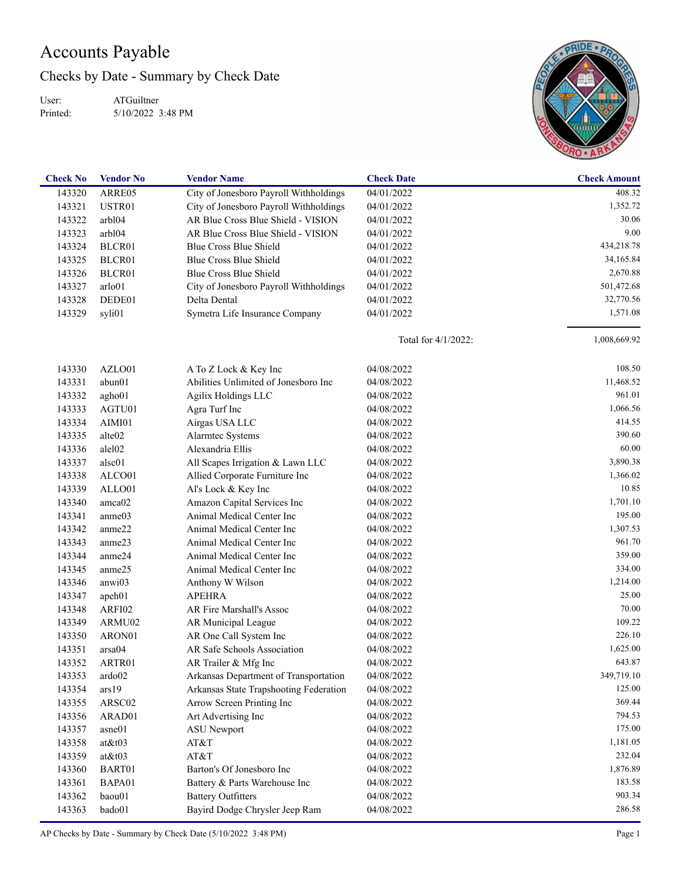# Accounts Payable

## Checks by Date - Summary by Check Date

User: ATGuiltner
Printed: 5/10/2022 3:48 PM

| Check No | Vendor No | Vendor Name | Check Date | Check Amount |
|---|---|---|---|---|
| 143320 | ARRE05 | City of Jonesboro Payroll Withholdings | 04/01/2022 | 408.32 |
| 143321 | USTR01 | City of Jonesboro Payroll Withholdings | 04/01/2022 | 1,352.72 |
| 143322 | arbl04 | AR Blue Cross Blue Shield - VISION | 04/01/2022 | 30.06 |
| 143323 | arbl04 | AR Blue Cross Blue Shield - VISION | 04/01/2022 | 9.00 |
| 143324 | BLCR01 | Blue Cross Blue Shield | 04/01/2022 | 434,218.78 |
| 143325 | BLCR01 | Blue Cross Blue Shield | 04/01/2022 | 34,165.84 |
| 143326 | BLCR01 | Blue Cross Blue Shield | 04/01/2022 | 2,670.88 |
| 143327 | arlo01 | City of Jonesboro Payroll Withholdings | 04/01/2022 | 501,472.68 |
| 143328 | DEDE01 | Delta Dental | 04/01/2022 | 32,770.56 |
| 143329 | syli01 | Symetra Life Insurance Company | 04/01/2022 | 1,571.08 |
| | | | Total for 4/1/2022: | 1,008,669.92 |
| 143330 | AZLO01 | A To Z Lock & Key Inc | 04/08/2022 | 108.50 |
| 143331 | abun01 | Abilities Unlimited of Jonesboro Inc | 04/08/2022 | 11,468.52 |
| 143332 | agho01 | Agilix Holdings LLC | 04/08/2022 | 961.01 |
| 143333 | AGTU01 | Agra Turf Inc | 04/08/2022 | 1,066.56 |
| 143334 | AIMI01 | Airgas USA LLC | 04/08/2022 | 414.55 |
| 143335 | alte02 | Alarmtec Systems | 04/08/2022 | 390.60 |
| 143336 | alel02 | Alexandria Ellis | 04/08/2022 | 60.00 |
| 143337 | alsc01 | All Scapes Irrigation & Lawn LLC | 04/08/2022 | 3,890.38 |
| 143338 | ALCO01 | Allied Corporate Furniture Inc | 04/08/2022 | 1,366.02 |
| 143339 | ALLO01 | Al's Lock & Key Inc | 04/08/2022 | 10.85 |
| 143340 | amca02 | Amazon Capital Services Inc | 04/08/2022 | 1,701.10 |
| 143341 | anme03 | Animal Medical Center Inc | 04/08/2022 | 195.00 |
| 143342 | anme22 | Animal Medical Center Inc | 04/08/2022 | 1,307.53 |
| 143343 | anme23 | Animal Medical Center Inc | 04/08/2022 | 961.70 |
| 143344 | anme24 | Animal Medical Center Inc | 04/08/2022 | 359.00 |
| 143345 | anme25 | Animal Medical Center Inc | 04/08/2022 | 334.00 |
| 143346 | anwi03 | Anthony W Wilson | 04/08/2022 | 1,214.00 |
| 143347 | apeh01 | APEHRA | 04/08/2022 | 25.00 |
| 143348 | ARFI02 | AR Fire Marshall's Assoc | 04/08/2022 | 70.00 |
| 143349 | ARMU02 | AR Municipal League | 04/08/2022 | 109.22 |
| 143350 | ARON01 | AR One Call System Inc | 04/08/2022 | 226.10 |
| 143351 | arsa04 | AR Safe Schools Association | 04/08/2022 | 1,625.00 |
| 143352 | ARTR01 | AR Trailer & Mfg Inc | 04/08/2022 | 643.87 |
| 143353 | ardo02 | Arkansas Department of Transportation | 04/08/2022 | 349,719.10 |
| 143354 | ars19 | Arkansas State Trapshooting Federation | 04/08/2022 | 125.00 |
| 143355 | ARSC02 | Arrow Screen Printing Inc | 04/08/2022 | 369.44 |
| 143356 | ARAD01 | Art Advertising Inc | 04/08/2022 | 794.53 |
| 143357 | asne01 | ASU Newport | 04/08/2022 | 175.00 |
| 143358 | at&t03 | AT&T | 04/08/2022 | 1,181.05 |
| 143359 | at&t03 | AT&T | 04/08/2022 | 232.04 |
| 143360 | BART01 | Barton's Of Jonesboro Inc | 04/08/2022 | 1,876.89 |
| 143361 | BAPA01 | Battery & Parts Warehouse Inc | 04/08/2022 | 183.58 |
| 143362 | baou01 | Battery Outfitters | 04/08/2022 | 903.34 |
| 143363 | bado01 | Bayird Dodge Chrysler Jeep Ram | 04/08/2022 | 286.58 |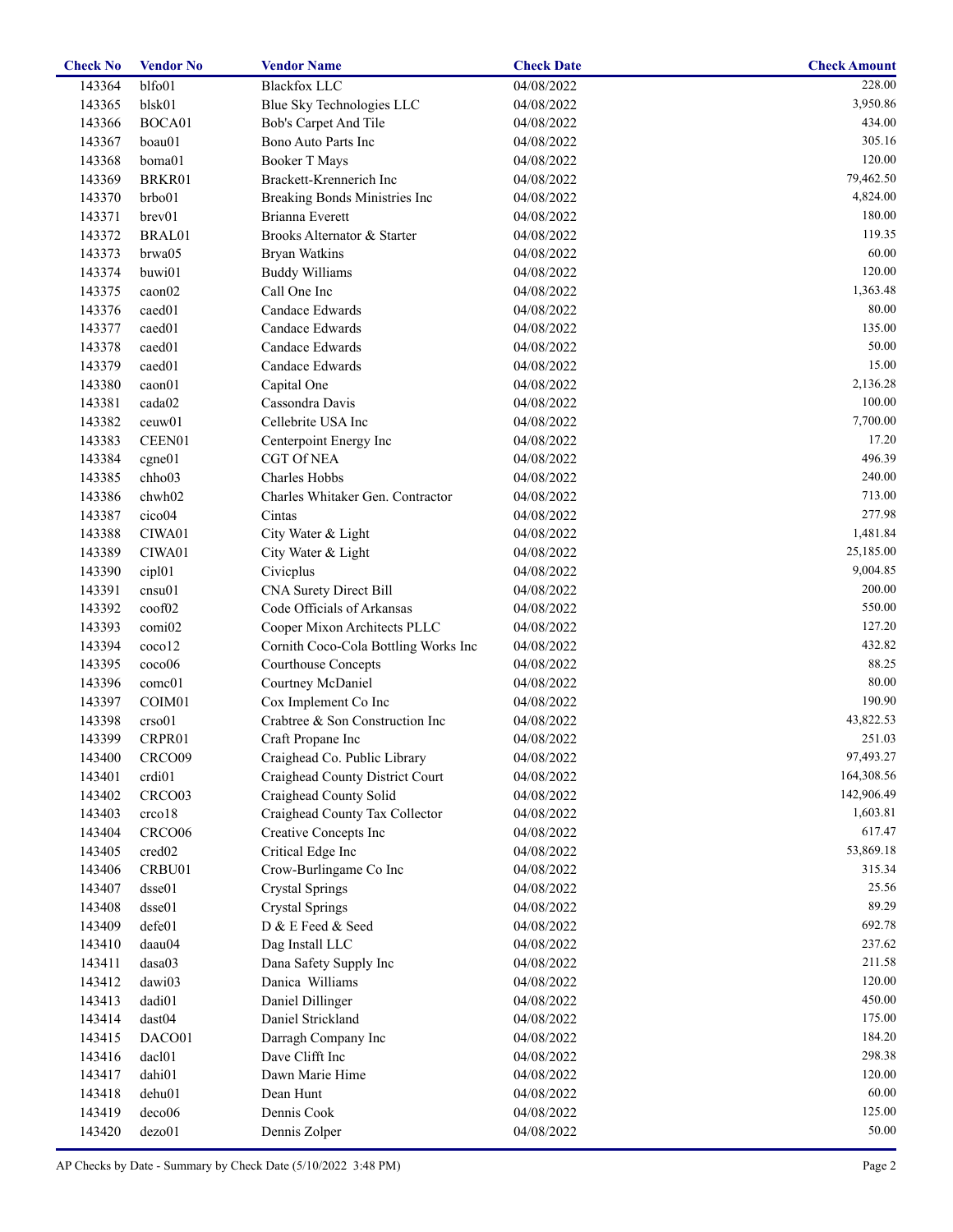| Check No | Vendor No | Vendor Name | Check Date | Check Amount |
| --- | --- | --- | --- | --- |
| 143364 | blfo01 | Blackfox LLC | 04/08/2022 | 228.00 |
| 143365 | blsk01 | Blue Sky Technologies LLC | 04/08/2022 | 3,950.86 |
| 143366 | BOCA01 | Bob's Carpet And Tile | 04/08/2022 | 434.00 |
| 143367 | boau01 | Bono Auto Parts Inc | 04/08/2022 | 305.16 |
| 143368 | boma01 | Booker T Mays | 04/08/2022 | 120.00 |
| 143369 | BRKR01 | Brackett-Krennerich Inc | 04/08/2022 | 79,462.50 |
| 143370 | brbo01 | Breaking Bonds Ministries Inc | 04/08/2022 | 4,824.00 |
| 143371 | brev01 | Brianna Everett | 04/08/2022 | 180.00 |
| 143372 | BRAL01 | Brooks Alternator & Starter | 04/08/2022 | 119.35 |
| 143373 | brwa05 | Bryan Watkins | 04/08/2022 | 60.00 |
| 143374 | buwi01 | Buddy Williams | 04/08/2022 | 120.00 |
| 143375 | caon02 | Call One Inc | 04/08/2022 | 1,363.48 |
| 143376 | caed01 | Candace Edwards | 04/08/2022 | 80.00 |
| 143377 | caed01 | Candace Edwards | 04/08/2022 | 135.00 |
| 143378 | caed01 | Candace Edwards | 04/08/2022 | 50.00 |
| 143379 | caed01 | Candace Edwards | 04/08/2022 | 15.00 |
| 143380 | caon01 | Capital One | 04/08/2022 | 2,136.28 |
| 143381 | cada02 | Cassondra Davis | 04/08/2022 | 100.00 |
| 143382 | ceuw01 | Cellebrite USA Inc | 04/08/2022 | 7,700.00 |
| 143383 | CEEN01 | Centerpoint Energy Inc | 04/08/2022 | 17.20 |
| 143384 | cgne01 | CGT Of NEA | 04/08/2022 | 496.39 |
| 143385 | chho03 | Charles Hobbs | 04/08/2022 | 240.00 |
| 143386 | chwh02 | Charles Whitaker Gen. Contractor | 04/08/2022 | 713.00 |
| 143387 | cico04 | Cintas | 04/08/2022 | 277.98 |
| 143388 | CIWA01 | City Water & Light | 04/08/2022 | 1,481.84 |
| 143389 | CIWA01 | City Water & Light | 04/08/2022 | 25,185.00 |
| 143390 | cipl01 | Civicplus | 04/08/2022 | 9,004.85 |
| 143391 | cnsu01 | CNA Surety Direct Bill | 04/08/2022 | 200.00 |
| 143392 | coof02 | Code Officials of Arkansas | 04/08/2022 | 550.00 |
| 143393 | comi02 | Cooper Mixon Architects PLLC | 04/08/2022 | 127.20 |
| 143394 | coco12 | Cornith Coco-Cola Bottling Works Inc | 04/08/2022 | 432.82 |
| 143395 | coco06 | Courthouse Concepts | 04/08/2022 | 88.25 |
| 143396 | comc01 | Courtney McDaniel | 04/08/2022 | 80.00 |
| 143397 | COIM01 | Cox Implement Co Inc | 04/08/2022 | 190.90 |
| 143398 | crso01 | Crabtree & Son Construction Inc | 04/08/2022 | 43,822.53 |
| 143399 | CRPR01 | Craft Propane Inc | 04/08/2022 | 251.03 |
| 143400 | CRCO09 | Craighead Co. Public Library | 04/08/2022 | 97,493.27 |
| 143401 | crdi01 | Craighead County District Court | 04/08/2022 | 164,308.56 |
| 143402 | CRCO03 | Craighead County Solid | 04/08/2022 | 142,906.49 |
| 143403 | crco18 | Craighead County Tax Collector | 04/08/2022 | 1,603.81 |
| 143404 | CRCO06 | Creative Concepts Inc | 04/08/2022 | 617.47 |
| 143405 | cred02 | Critical Edge Inc | 04/08/2022 | 53,869.18 |
| 143406 | CRBU01 | Crow-Burlingame Co Inc | 04/08/2022 | 315.34 |
| 143407 | dsse01 | Crystal Springs | 04/08/2022 | 25.56 |
| 143408 | dsse01 | Crystal Springs | 04/08/2022 | 89.29 |
| 143409 | defe01 | D & E Feed & Seed | 04/08/2022 | 692.78 |
| 143410 | daau04 | Dag Install LLC | 04/08/2022 | 237.62 |
| 143411 | dasa03 | Dana Safety Supply Inc | 04/08/2022 | 211.58 |
| 143412 | dawi03 | Danica Williams | 04/08/2022 | 120.00 |
| 143413 | dadi01 | Daniel Dillinger | 04/08/2022 | 450.00 |
| 143414 | dast04 | Daniel Strickland | 04/08/2022 | 175.00 |
| 143415 | DACO01 | Darragh Company Inc | 04/08/2022 | 184.20 |
| 143416 | dacl01 | Dave Clifft Inc | 04/08/2022 | 298.38 |
| 143417 | dahi01 | Dawn Marie Hime | 04/08/2022 | 120.00 |
| 143418 | dehu01 | Dean Hunt | 04/08/2022 | 60.00 |
| 143419 | deco06 | Dennis Cook | 04/08/2022 | 125.00 |
| 143420 | dezo01 | Dennis Zolper | 04/08/2022 | 50.00 |

AP Checks by Date - Summary by Check Date (5/10/2022 3:48 PM)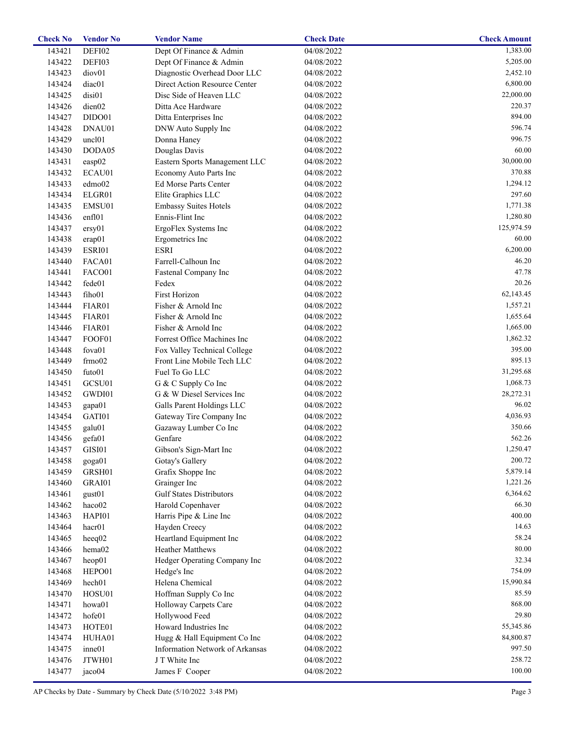| Check No | Vendor No | Vendor Name | Check Date | Check Amount |
|---|---|---|---|---|
| 143421 | DEFI02 | Dept Of Finance & Admin | 04/08/2022 | 1,383.00 |
| 143422 | DEFI03 | Dept Of Finance & Admin | 04/08/2022 | 5,205.00 |
| 143423 | diov01 | Diagnostic Overhead Door LLC | 04/08/2022 | 2,452.10 |
| 143424 | diac01 | Direct Action Resource Center | 04/08/2022 | 6,800.00 |
| 143425 | disi01 | Disc Side of Heaven LLC | 04/08/2022 | 22,000.00 |
| 143426 | dien02 | Ditta Ace Hardware | 04/08/2022 | 220.37 |
| 143427 | DIDO01 | Ditta Enterprises Inc | 04/08/2022 | 894.00 |
| 143428 | DNAU01 | DNW Auto Supply Inc | 04/08/2022 | 596.74 |
| 143429 | uncl01 | Donna Haney | 04/08/2022 | 996.75 |
| 143430 | DODA05 | Douglas Davis | 04/08/2022 | 60.00 |
| 143431 | easp02 | Eastern Sports Management LLC | 04/08/2022 | 30,000.00 |
| 143432 | ECAU01 | Economy Auto Parts Inc | 04/08/2022 | 370.88 |
| 143433 | edmo02 | Ed Morse Parts Center | 04/08/2022 | 1,294.12 |
| 143434 | ELGR01 | Elite Graphics LLC | 04/08/2022 | 297.60 |
| 143435 | EMSU01 | Embassy Suites Hotels | 04/08/2022 | 1,771.38 |
| 143436 | enfl01 | Ennis-Flint Inc | 04/08/2022 | 1,280.80 |
| 143437 | ersy01 | ErgoFlex Systems Inc | 04/08/2022 | 125,974.59 |
| 143438 | erap01 | Ergometrics Inc | 04/08/2022 | 60.00 |
| 143439 | ESRI01 | ESRI | 04/08/2022 | 6,200.00 |
| 143440 | FACA01 | Farrell-Calhoun Inc | 04/08/2022 | 46.20 |
| 143441 | FACO01 | Fastenal Company Inc | 04/08/2022 | 47.78 |
| 143442 | fede01 | Fedex | 04/08/2022 | 20.26 |
| 143443 | fiho01 | First Horizon | 04/08/2022 | 62,143.45 |
| 143444 | FIAR01 | Fisher & Arnold Inc | 04/08/2022 | 1,557.21 |
| 143445 | FIAR01 | Fisher & Arnold Inc | 04/08/2022 | 1,655.64 |
| 143446 | FIAR01 | Fisher & Arnold Inc | 04/08/2022 | 1,665.00 |
| 143447 | FOOF01 | Forrest Office Machines Inc | 04/08/2022 | 1,862.32 |
| 143448 | fova01 | Fox Valley Technical College | 04/08/2022 | 395.00 |
| 143449 | frmo02 | Front Line Mobile Tech LLC | 04/08/2022 | 895.13 |
| 143450 | futo01 | Fuel To Go LLC | 04/08/2022 | 31,295.68 |
| 143451 | GCSU01 | G & C Supply Co Inc | 04/08/2022 | 1,068.73 |
| 143452 | GWDI01 | G & W Diesel Services Inc | 04/08/2022 | 28,272.31 |
| 143453 | gapa01 | Galls Parent Holdings LLC | 04/08/2022 | 96.02 |
| 143454 | GATI01 | Gateway Tire Company Inc | 04/08/2022 | 4,036.93 |
| 143455 | galu01 | Gazaway Lumber Co Inc | 04/08/2022 | 350.66 |
| 143456 | gefa01 | Genfare | 04/08/2022 | 562.26 |
| 143457 | GISI01 | Gibson's Sign-Mart Inc | 04/08/2022 | 1,250.47 |
| 143458 | goga01 | Gotay's Gallery | 04/08/2022 | 200.72 |
| 143459 | GRSH01 | Grafix Shoppe Inc | 04/08/2022 | 5,879.14 |
| 143460 | GRAI01 | Grainger Inc | 04/08/2022 | 1,221.26 |
| 143461 | gust01 | Gulf States Distributors | 04/08/2022 | 6,364.62 |
| 143462 | haco02 | Harold Copenhaver | 04/08/2022 | 66.30 |
| 143463 | HAPI01 | Harris Pipe & Line Inc | 04/08/2022 | 400.00 |
| 143464 | hacr01 | Hayden Creecy | 04/08/2022 | 14.63 |
| 143465 | heeq02 | Heartland Equipment Inc | 04/08/2022 | 58.24 |
| 143466 | hema02 | Heather Matthews | 04/08/2022 | 80.00 |
| 143467 | heop01 | Hedger Operating Company Inc | 04/08/2022 | 32.34 |
| 143468 | HEPO01 | Hedge's Inc | 04/08/2022 | 754.09 |
| 143469 | hech01 | Helena Chemical | 04/08/2022 | 15,990.84 |
| 143470 | HOSU01 | Hoffman Supply Co Inc | 04/08/2022 | 85.59 |
| 143471 | howa01 | Holloway Carpets Care | 04/08/2022 | 868.00 |
| 143472 | hofe01 | Hollywood Feed | 04/08/2022 | 29.80 |
| 143473 | HOTE01 | Howard Industries Inc | 04/08/2022 | 55,345.86 |
| 143474 | HUHA01 | Hugg & Hall Equipment Co Inc | 04/08/2022 | 84,800.87 |
| 143475 | inne01 | Information Network of Arkansas | 04/08/2022 | 997.50 |
| 143476 | JTWH01 | J T White Inc | 04/08/2022 | 258.72 |
| 143477 | jaco04 | James F Cooper | 04/08/2022 | 100.00 |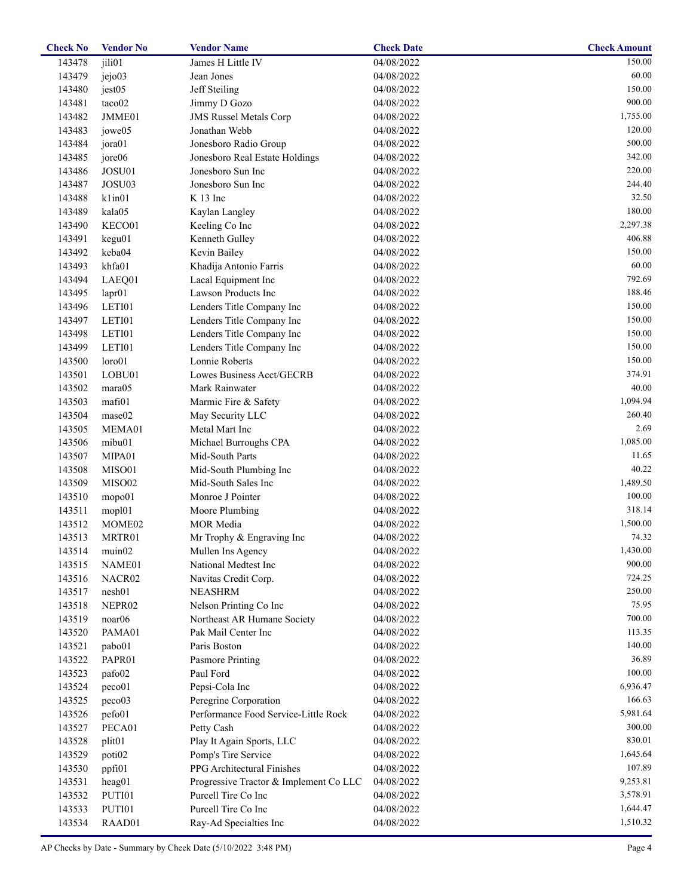| Check No | Vendor No | Vendor Name | Check Date | Check Amount |
|---|---|---|---|---|
| 143478 | jili01 | James H Little IV | 04/08/2022 | 150.00 |
| 143479 | jejo03 | Jean Jones | 04/08/2022 | 60.00 |
| 143480 | jest05 | Jeff Steiling | 04/08/2022 | 150.00 |
| 143481 | taco02 | Jimmy D Gozo | 04/08/2022 | 900.00 |
| 143482 | JMME01 | JMS Russel Metals Corp | 04/08/2022 | 1,755.00 |
| 143483 | jowe05 | Jonathan Webb | 04/08/2022 | 120.00 |
| 143484 | jora01 | Jonesboro Radio Group | 04/08/2022 | 500.00 |
| 143485 | jore06 | Jonesboro Real Estate Holdings | 04/08/2022 | 342.00 |
| 143486 | JOSU01 | Jonesboro Sun Inc | 04/08/2022 | 220.00 |
| 143487 | JOSU03 | Jonesboro Sun Inc | 04/08/2022 | 244.40 |
| 143488 | k1in01 | K 13 Inc | 04/08/2022 | 32.50 |
| 143489 | kala05 | Kaylan Langley | 04/08/2022 | 180.00 |
| 143490 | KECO01 | Keeling Co Inc | 04/08/2022 | 2,297.38 |
| 143491 | kegu01 | Kenneth Gulley | 04/08/2022 | 406.88 |
| 143492 | keba04 | Kevin Bailey | 04/08/2022 | 150.00 |
| 143493 | khfa01 | Khadija Antonio Farris | 04/08/2022 | 60.00 |
| 143494 | LAEQ01 | Lacal Equipment Inc | 04/08/2022 | 792.69 |
| 143495 | lapr01 | Lawson Products Inc | 04/08/2022 | 188.46 |
| 143496 | LETI01 | Lenders Title Company Inc | 04/08/2022 | 150.00 |
| 143497 | LETI01 | Lenders Title Company Inc | 04/08/2022 | 150.00 |
| 143498 | LETI01 | Lenders Title Company Inc | 04/08/2022 | 150.00 |
| 143499 | LETI01 | Lenders Title Company Inc | 04/08/2022 | 150.00 |
| 143500 | loro01 | Lonnie Roberts | 04/08/2022 | 150.00 |
| 143501 | LOBU01 | Lowes Business Acct/GECRB | 04/08/2022 | 374.91 |
| 143502 | mara05 | Mark Rainwater | 04/08/2022 | 40.00 |
| 143503 | mafi01 | Marmic Fire & Safety | 04/08/2022 | 1,094.94 |
| 143504 | mase02 | May Security LLC | 04/08/2022 | 260.40 |
| 143505 | MEMA01 | Metal Mart Inc | 04/08/2022 | 2.69 |
| 143506 | mibu01 | Michael Burroughs CPA | 04/08/2022 | 1,085.00 |
| 143507 | MIPA01 | Mid-South Parts | 04/08/2022 | 11.65 |
| 143508 | MISO01 | Mid-South Plumbing Inc | 04/08/2022 | 40.22 |
| 143509 | MISO02 | Mid-South Sales Inc | 04/08/2022 | 1,489.50 |
| 143510 | mopo01 | Monroe J Pointer | 04/08/2022 | 100.00 |
| 143511 | mopl01 | Moore Plumbing | 04/08/2022 | 318.14 |
| 143512 | MOME02 | MOR Media | 04/08/2022 | 1,500.00 |
| 143513 | MRTR01 | Mr Trophy & Engraving Inc | 04/08/2022 | 74.32 |
| 143514 | muin02 | Mullen Ins Agency | 04/08/2022 | 1,430.00 |
| 143515 | NAME01 | National Medtest Inc | 04/08/2022 | 900.00 |
| 143516 | NACR02 | Navitas Credit Corp. | 04/08/2022 | 724.25 |
| 143517 | nesh01 | NEASHRM | 04/08/2022 | 250.00 |
| 143518 | NEPR02 | Nelson Printing Co Inc | 04/08/2022 | 75.95 |
| 143519 | noar06 | Northeast AR Humane Society | 04/08/2022 | 700.00 |
| 143520 | PAMA01 | Pak Mail Center Inc | 04/08/2022 | 113.35 |
| 143521 | pabo01 | Paris Boston | 04/08/2022 | 140.00 |
| 143522 | PAPR01 | Pasmore Printing | 04/08/2022 | 36.89 |
| 143523 | pafo02 | Paul Ford | 04/08/2022 | 100.00 |
| 143524 | peco01 | Pepsi-Cola Inc | 04/08/2022 | 6,936.47 |
| 143525 | peco03 | Peregrine Corporation | 04/08/2022 | 166.63 |
| 143526 | pefo01 | Performance Food Service-Little Rock | 04/08/2022 | 5,981.64 |
| 143527 | PECA01 | Petty Cash | 04/08/2022 | 300.00 |
| 143528 | plit01 | Play It Again Sports, LLC | 04/08/2022 | 830.01 |
| 143529 | poti02 | Pomp's Tire Service | 04/08/2022 | 1,645.64 |
| 143530 | ppfi01 | PPG Architectural Finishes | 04/08/2022 | 107.89 |
| 143531 | heag01 | Progressive Tractor & Implement Co LLC | 04/08/2022 | 9,253.81 |
| 143532 | PUTI01 | Purcell Tire Co Inc | 04/08/2022 | 3,578.91 |
| 143533 | PUTI01 | Purcell Tire Co Inc | 04/08/2022 | 1,644.47 |
| 143534 | RAAD01 | Ray-Ad Specialties Inc | 04/08/2022 | 1,510.32 |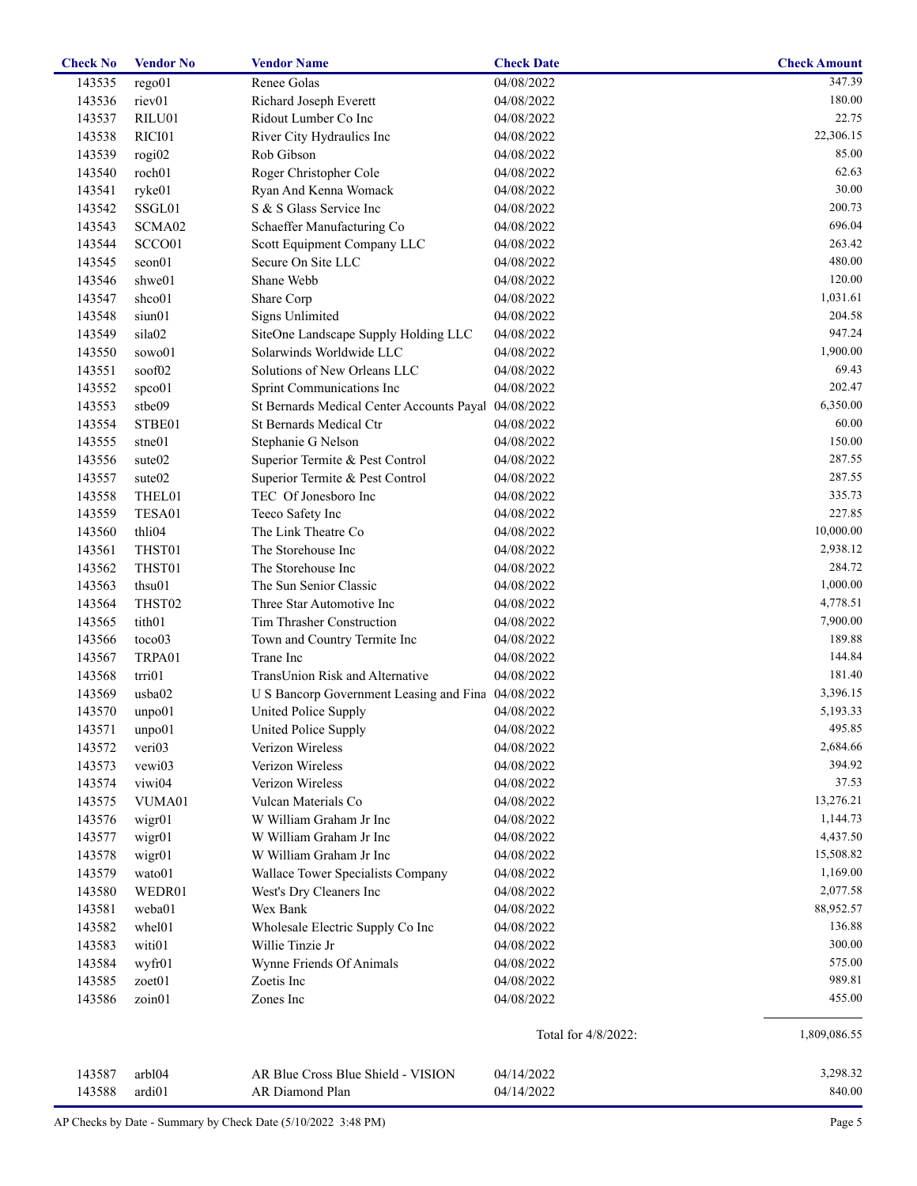| Check No | Vendor No | Vendor Name | Check Date | Check Amount |
|---|---|---|---|---|
| 143535 | rego01 | Renee Golas | 04/08/2022 | 347.39 |
| 143536 | riev01 | Richard Joseph Everett | 04/08/2022 | 180.00 |
| 143537 | RILU01 | Ridout Lumber Co Inc | 04/08/2022 | 22.75 |
| 143538 | RICI01 | River City Hydraulics Inc | 04/08/2022 | 22,306.15 |
| 143539 | rogi02 | Rob Gibson | 04/08/2022 | 85.00 |
| 143540 | roch01 | Roger Christopher Cole | 04/08/2022 | 62.63 |
| 143541 | ryke01 | Ryan And Kenna Womack | 04/08/2022 | 30.00 |
| 143542 | SSGL01 | S & S Glass Service Inc | 04/08/2022 | 200.73 |
| 143543 | SCMA02 | Schaeffer Manufacturing Co | 04/08/2022 | 696.04 |
| 143544 | SCCO01 | Scott Equipment Company LLC | 04/08/2022 | 263.42 |
| 143545 | seon01 | Secure On Site LLC | 04/08/2022 | 480.00 |
| 143546 | shwe01 | Shane Webb | 04/08/2022 | 120.00 |
| 143547 | shco01 | Share Corp | 04/08/2022 | 1,031.61 |
| 143548 | siun01 | Signs Unlimited | 04/08/2022 | 204.58 |
| 143549 | sila02 | SiteOne Landscape Supply Holding LLC | 04/08/2022 | 947.24 |
| 143550 | sowo01 | Solarwinds Worldwide LLC | 04/08/2022 | 1,900.00 |
| 143551 | soof02 | Solutions of New Orleans LLC | 04/08/2022 | 69.43 |
| 143552 | spco01 | Sprint Communications Inc | 04/08/2022 | 202.47 |
| 143553 | stbe09 | St Bernards Medical Center Accounts Payal | 04/08/2022 | 6,350.00 |
| 143554 | STBE01 | St Bernards Medical Ctr | 04/08/2022 | 60.00 |
| 143555 | stne01 | Stephanie G Nelson | 04/08/2022 | 150.00 |
| 143556 | sute02 | Superior Termite & Pest Control | 04/08/2022 | 287.55 |
| 143557 | sute02 | Superior Termite & Pest Control | 04/08/2022 | 287.55 |
| 143558 | THEL01 | TEC Of Jonesboro Inc | 04/08/2022 | 335.73 |
| 143559 | TESA01 | Teeco Safety Inc | 04/08/2022 | 227.85 |
| 143560 | thli04 | The Link Theatre Co | 04/08/2022 | 10,000.00 |
| 143561 | THST01 | The Storehouse Inc | 04/08/2022 | 2,938.12 |
| 143562 | THST01 | The Storehouse Inc | 04/08/2022 | 284.72 |
| 143563 | thsu01 | The Sun Senior Classic | 04/08/2022 | 1,000.00 |
| 143564 | THST02 | Three Star Automotive Inc | 04/08/2022 | 4,778.51 |
| 143565 | tith01 | Tim Thrasher Construction | 04/08/2022 | 7,900.00 |
| 143566 | toco03 | Town and Country Termite Inc | 04/08/2022 | 189.88 |
| 143567 | TRPA01 | Trane Inc | 04/08/2022 | 144.84 |
| 143568 | trri01 | TransUnion Risk and Alternative | 04/08/2022 | 181.40 |
| 143569 | usba02 | U S Bancorp Government Leasing and Fina | 04/08/2022 | 3,396.15 |
| 143570 | unpo01 | United Police Supply | 04/08/2022 | 5,193.33 |
| 143571 | unpo01 | United Police Supply | 04/08/2022 | 495.85 |
| 143572 | veri03 | Verizon Wireless | 04/08/2022 | 2,684.66 |
| 143573 | vewi03 | Verizon Wireless | 04/08/2022 | 394.92 |
| 143574 | viwi04 | Verizon Wireless | 04/08/2022 | 37.53 |
| 143575 | VUMA01 | Vulcan Materials Co | 04/08/2022 | 13,276.21 |
| 143576 | wigr01 | W William Graham Jr Inc | 04/08/2022 | 1,144.73 |
| 143577 | wigr01 | W William Graham Jr Inc | 04/08/2022 | 4,437.50 |
| 143578 | wigr01 | W William Graham Jr Inc | 04/08/2022 | 15,508.82 |
| 143579 | wato01 | Wallace Tower Specialists Company | 04/08/2022 | 1,169.00 |
| 143580 | WEDR01 | West's Dry Cleaners Inc | 04/08/2022 | 2,077.58 |
| 143581 | weba01 | Wex Bank | 04/08/2022 | 88,952.57 |
| 143582 | whel01 | Wholesale Electric Supply Co Inc | 04/08/2022 | 136.88 |
| 143583 | witi01 | Willie Tinzie Jr | 04/08/2022 | 300.00 |
| 143584 | wyfr01 | Wynne Friends Of Animals | 04/08/2022 | 575.00 |
| 143585 | zoet01 | Zoetis Inc | 04/08/2022 | 989.81 |
| 143586 | zoin01 | Zones Inc | 04/08/2022 | 455.00 |
| | | | Total for 4/8/2022: | 1,809,086.55 |
| 143587 | arbl04 | AR Blue Cross Blue Shield - VISION | 04/14/2022 | 3,298.32 |
| 143588 | ardi01 | AR Diamond Plan | 04/14/2022 | 840.00 |

AP Checks by Date - Summary by Check Date (5/10/2022 3:48 PM)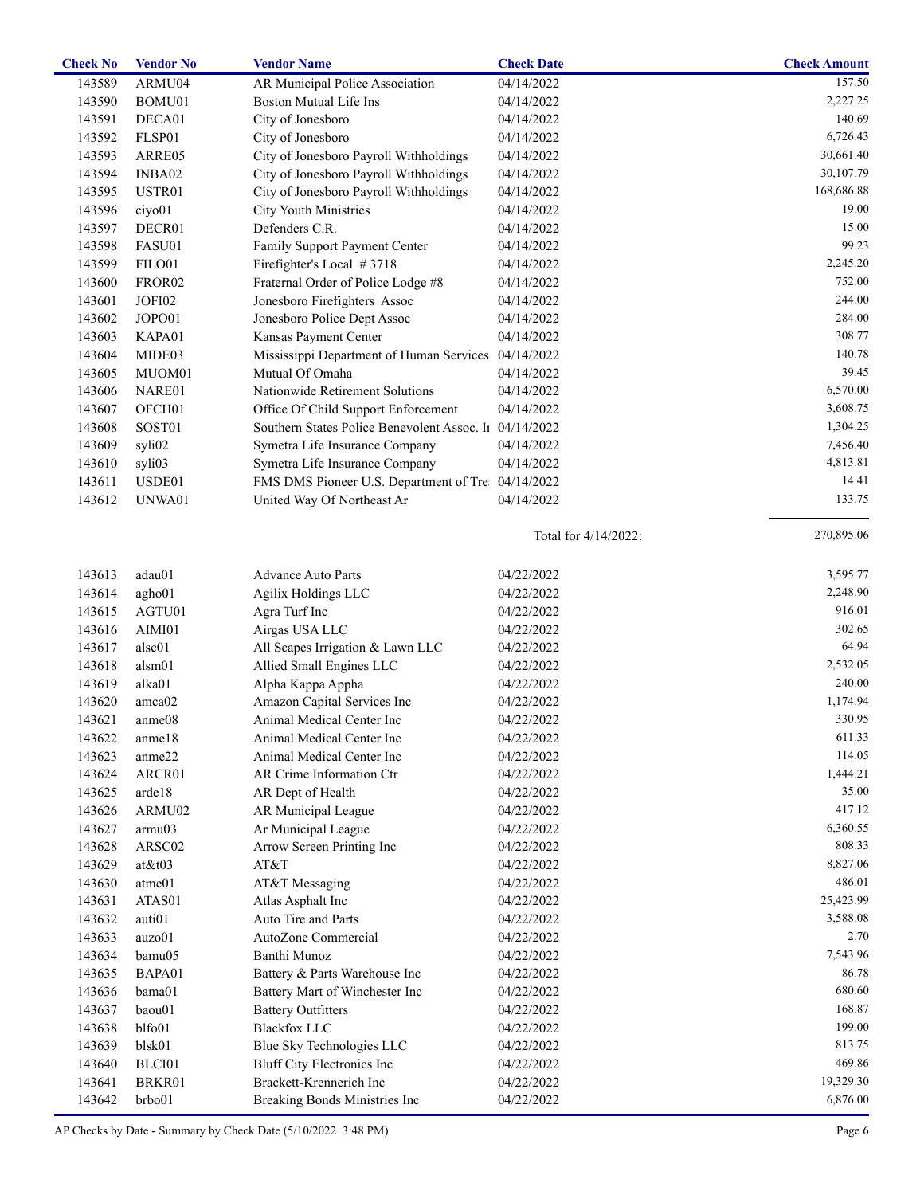| Check No | Vendor No | Vendor Name | Check Date | Check Amount |
|---|---|---|---|---|
| 143589 | ARMU04 | AR Municipal Police Association | 04/14/2022 | 157.50 |
| 143590 | BOMU01 | Boston Mutual Life Ins | 04/14/2022 | 2,227.25 |
| 143591 | DECA01 | City of Jonesboro | 04/14/2022 | 140.69 |
| 143592 | FLSP01 | City of Jonesboro | 04/14/2022 | 6,726.43 |
| 143593 | ARRE05 | City of Jonesboro Payroll Withholdings | 04/14/2022 | 30,661.40 |
| 143594 | INBA02 | City of Jonesboro Payroll Withholdings | 04/14/2022 | 30,107.79 |
| 143595 | USTR01 | City of Jonesboro Payroll Withholdings | 04/14/2022 | 168,686.88 |
| 143596 | ciyo01 | City Youth Ministries | 04/14/2022 | 19.00 |
| 143597 | DECR01 | Defenders C.R. | 04/14/2022 | 15.00 |
| 143598 | FASU01 | Family Support Payment Center | 04/14/2022 | 99.23 |
| 143599 | FILO01 | Firefighter's Local # 3718 | 04/14/2022 | 2,245.20 |
| 143600 | FROR02 | Fraternal Order of Police Lodge #8 | 04/14/2022 | 752.00 |
| 143601 | JOFI02 | Jonesboro Firefighters Assoc | 04/14/2022 | 244.00 |
| 143602 | JOPO01 | Jonesboro Police Dept Assoc | 04/14/2022 | 284.00 |
| 143603 | KAPA01 | Kansas Payment Center | 04/14/2022 | 308.77 |
| 143604 | MIDE03 | Mississippi Department of Human Services | 04/14/2022 | 140.78 |
| 143605 | MUOM01 | Mutual Of Omaha | 04/14/2022 | 39.45 |
| 143606 | NARE01 | Nationwide Retirement Solutions | 04/14/2022 | 6,570.00 |
| 143607 | OFCH01 | Office Of Child Support Enforcement | 04/14/2022 | 3,608.75 |
| 143608 | SOST01 | Southern States Police Benevolent Assoc. In | 04/14/2022 | 1,304.25 |
| 143609 | syli02 | Symetra Life Insurance Company | 04/14/2022 | 7,456.40 |
| 143610 | syli03 | Symetra Life Insurance Company | 04/14/2022 | 4,813.81 |
| 143611 | USDE01 | FMS DMS Pioneer U.S. Department of Tre | 04/14/2022 | 14.41 |
| 143612 | UNWA01 | United Way Of Northeast Ar | 04/14/2022 | 133.75 |
| | | | Total for 4/14/2022: | 270,895.06 |
| 143613 | adau01 | Advance Auto Parts | 04/22/2022 | 3,595.77 |
| 143614 | agho01 | Agilix Holdings LLC | 04/22/2022 | 2,248.90 |
| 143615 | AGTU01 | Agra Turf Inc | 04/22/2022 | 916.01 |
| 143616 | AIMI01 | Airgas USA LLC | 04/22/2022 | 302.65 |
| 143617 | alsc01 | All Scapes Irrigation & Lawn LLC | 04/22/2022 | 64.94 |
| 143618 | alsm01 | Allied Small Engines LLC | 04/22/2022 | 2,532.05 |
| 143619 | alka01 | Alpha Kappa Appha | 04/22/2022 | 240.00 |
| 143620 | amca02 | Amazon Capital Services Inc | 04/22/2022 | 1,174.94 |
| 143621 | anme08 | Animal Medical Center Inc | 04/22/2022 | 330.95 |
| 143622 | anme18 | Animal Medical Center Inc | 04/22/2022 | 611.33 |
| 143623 | anme22 | Animal Medical Center Inc | 04/22/2022 | 114.05 |
| 143624 | ARCR01 | AR Crime Information Ctr | 04/22/2022 | 1,444.21 |
| 143625 | arde18 | AR Dept of Health | 04/22/2022 | 35.00 |
| 143626 | ARMU02 | AR Municipal League | 04/22/2022 | 417.12 |
| 143627 | armu03 | Ar Municipal League | 04/22/2022 | 6,360.55 |
| 143628 | ARSC02 | Arrow Screen Printing Inc | 04/22/2022 | 808.33 |
| 143629 | at&t03 | AT&T | 04/22/2022 | 8,827.06 |
| 143630 | atme01 | AT&T Messaging | 04/22/2022 | 486.01 |
| 143631 | ATAS01 | Atlas Asphalt Inc | 04/22/2022 | 25,423.99 |
| 143632 | auti01 | Auto Tire and Parts | 04/22/2022 | 3,588.08 |
| 143633 | auzo01 | AutoZone Commercial | 04/22/2022 | 2.70 |
| 143634 | bamu05 | Banthi Munoz | 04/22/2022 | 7,543.96 |
| 143635 | BAPA01 | Battery & Parts Warehouse Inc | 04/22/2022 | 86.78 |
| 143636 | bama01 | Battery Mart of Winchester Inc | 04/22/2022 | 680.60 |
| 143637 | baou01 | Battery Outfitters | 04/22/2022 | 168.87 |
| 143638 | blfo01 | Blackfox LLC | 04/22/2022 | 199.00 |
| 143639 | blsk01 | Blue Sky Technologies LLC | 04/22/2022 | 813.75 |
| 143640 | BLCI01 | Bluff City Electronics Inc | 04/22/2022 | 469.86 |
| 143641 | BRKR01 | Brackett-Krennerich Inc | 04/22/2022 | 19,329.30 |
| 143642 | brbo01 | Breaking Bonds Ministries Inc | 04/22/2022 | 6,876.00 |

AP Checks by Date - Summary by Check Date (5/10/2022 3:48 PM)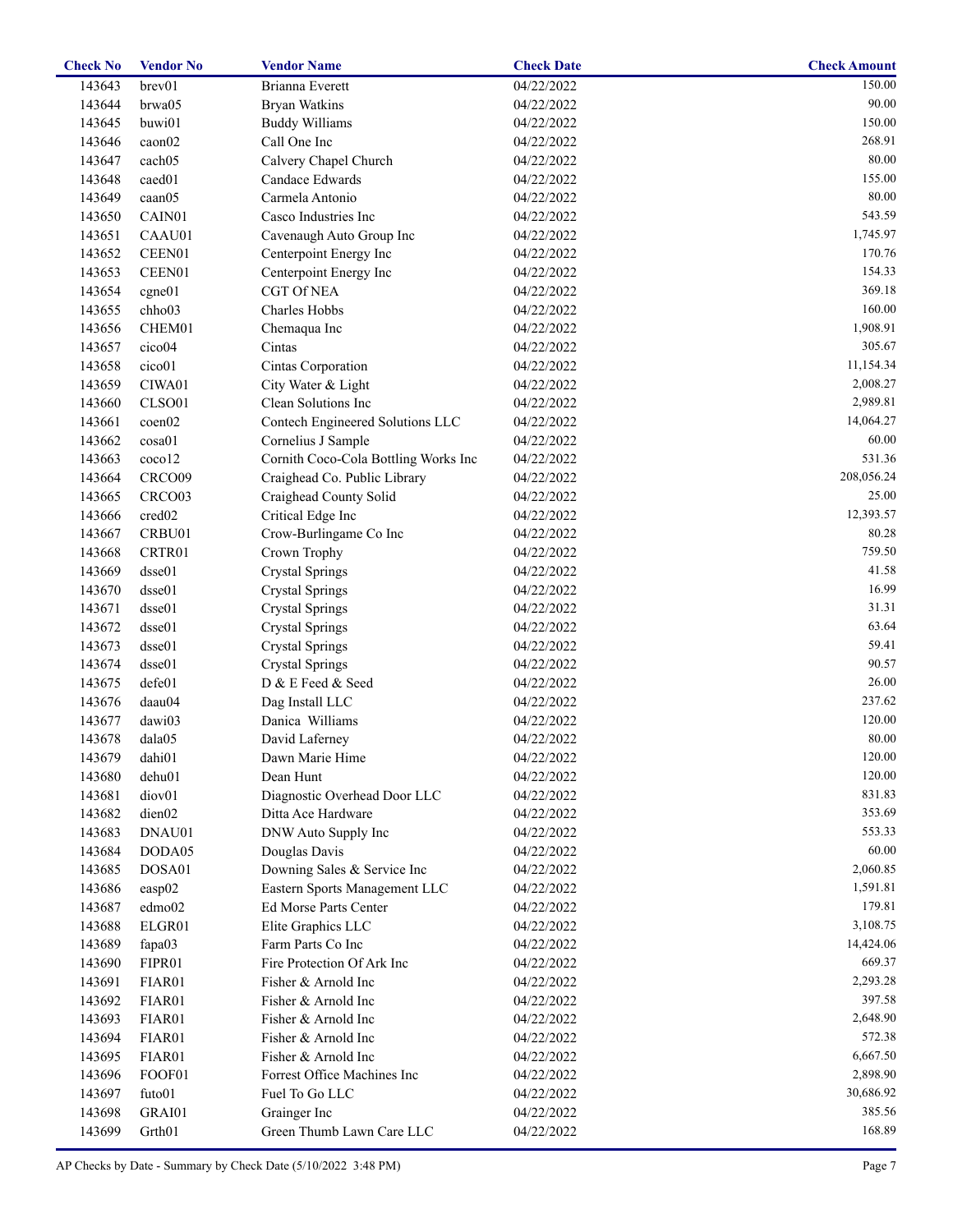| Check No | Vendor No | Vendor Name | Check Date | Check Amount |
|---|---|---|---|---|
| 143643 | brev01 | Brianna Everett | 04/22/2022 | 150.00 |
| 143644 | brwa05 | Bryan Watkins | 04/22/2022 | 90.00 |
| 143645 | buwi01 | Buddy Williams | 04/22/2022 | 150.00 |
| 143646 | caon02 | Call One Inc | 04/22/2022 | 268.91 |
| 143647 | cach05 | Calvery Chapel Church | 04/22/2022 | 80.00 |
| 143648 | caed01 | Candace Edwards | 04/22/2022 | 155.00 |
| 143649 | caan05 | Carmela Antonio | 04/22/2022 | 80.00 |
| 143650 | CAIN01 | Casco Industries Inc | 04/22/2022 | 543.59 |
| 143651 | CAAU01 | Cavenaugh Auto Group Inc | 04/22/2022 | 1,745.97 |
| 143652 | CEEN01 | Centerpoint Energy Inc | 04/22/2022 | 170.76 |
| 143653 | CEEN01 | Centerpoint Energy Inc | 04/22/2022 | 154.33 |
| 143654 | cgne01 | CGT Of NEA | 04/22/2022 | 369.18 |
| 143655 | chho03 | Charles Hobbs | 04/22/2022 | 160.00 |
| 143656 | CHEM01 | Chemaqua Inc | 04/22/2022 | 1,908.91 |
| 143657 | cico04 | Cintas | 04/22/2022 | 305.67 |
| 143658 | cico01 | Cintas Corporation | 04/22/2022 | 11,154.34 |
| 143659 | CIWA01 | City Water & Light | 04/22/2022 | 2,008.27 |
| 143660 | CLSO01 | Clean Solutions Inc | 04/22/2022 | 2,989.81 |
| 143661 | coen02 | Contech Engineered Solutions LLC | 04/22/2022 | 14,064.27 |
| 143662 | cosa01 | Cornelius J Sample | 04/22/2022 | 60.00 |
| 143663 | coco12 | Cornith Coco-Cola Bottling Works Inc | 04/22/2022 | 531.36 |
| 143664 | CRCO09 | Craighead Co. Public Library | 04/22/2022 | 208,056.24 |
| 143665 | CRCO03 | Craighead County Solid | 04/22/2022 | 25.00 |
| 143666 | cred02 | Critical Edge Inc | 04/22/2022 | 12,393.57 |
| 143667 | CRBU01 | Crow-Burlingame Co Inc | 04/22/2022 | 80.28 |
| 143668 | CRTR01 | Crown Trophy | 04/22/2022 | 759.50 |
| 143669 | dsse01 | Crystal Springs | 04/22/2022 | 41.58 |
| 143670 | dsse01 | Crystal Springs | 04/22/2022 | 16.99 |
| 143671 | dsse01 | Crystal Springs | 04/22/2022 | 31.31 |
| 143672 | dsse01 | Crystal Springs | 04/22/2022 | 63.64 |
| 143673 | dsse01 | Crystal Springs | 04/22/2022 | 59.41 |
| 143674 | dsse01 | Crystal Springs | 04/22/2022 | 90.57 |
| 143675 | defe01 | D & E Feed & Seed | 04/22/2022 | 26.00 |
| 143676 | daau04 | Dag Install LLC | 04/22/2022 | 237.62 |
| 143677 | dawi03 | Danica Williams | 04/22/2022 | 120.00 |
| 143678 | dala05 | David Laferney | 04/22/2022 | 80.00 |
| 143679 | dahi01 | Dawn Marie Hime | 04/22/2022 | 120.00 |
| 143680 | dehu01 | Dean Hunt | 04/22/2022 | 120.00 |
| 143681 | diov01 | Diagnostic Overhead Door LLC | 04/22/2022 | 831.83 |
| 143682 | dien02 | Ditta Ace Hardware | 04/22/2022 | 353.69 |
| 143683 | DNAU01 | DNW Auto Supply Inc | 04/22/2022 | 553.33 |
| 143684 | DODA05 | Douglas Davis | 04/22/2022 | 60.00 |
| 143685 | DOSA01 | Downing Sales & Service Inc | 04/22/2022 | 2,060.85 |
| 143686 | easp02 | Eastern Sports Management LLC | 04/22/2022 | 1,591.81 |
| 143687 | edmo02 | Ed Morse Parts Center | 04/22/2022 | 179.81 |
| 143688 | ELGR01 | Elite Graphics LLC | 04/22/2022 | 3,108.75 |
| 143689 | fapa03 | Farm Parts Co Inc | 04/22/2022 | 14,424.06 |
| 143690 | FIPR01 | Fire Protection Of Ark Inc | 04/22/2022 | 669.37 |
| 143691 | FIAR01 | Fisher & Arnold Inc | 04/22/2022 | 2,293.28 |
| 143692 | FIAR01 | Fisher & Arnold Inc | 04/22/2022 | 397.58 |
| 143693 | FIAR01 | Fisher & Arnold Inc | 04/22/2022 | 2,648.90 |
| 143694 | FIAR01 | Fisher & Arnold Inc | 04/22/2022 | 572.38 |
| 143695 | FIAR01 | Fisher & Arnold Inc | 04/22/2022 | 6,667.50 |
| 143696 | FOOF01 | Forrest Office Machines Inc | 04/22/2022 | 2,898.90 |
| 143697 | futo01 | Fuel To Go LLC | 04/22/2022 | 30,686.92 |
| 143698 | GRAI01 | Grainger Inc | 04/22/2022 | 385.56 |
| 143699 | Grth01 | Green Thumb Lawn Care LLC | 04/22/2022 | 168.89 |

AP Checks by Date - Summary by Check Date (5/10/2022 3:48 PM)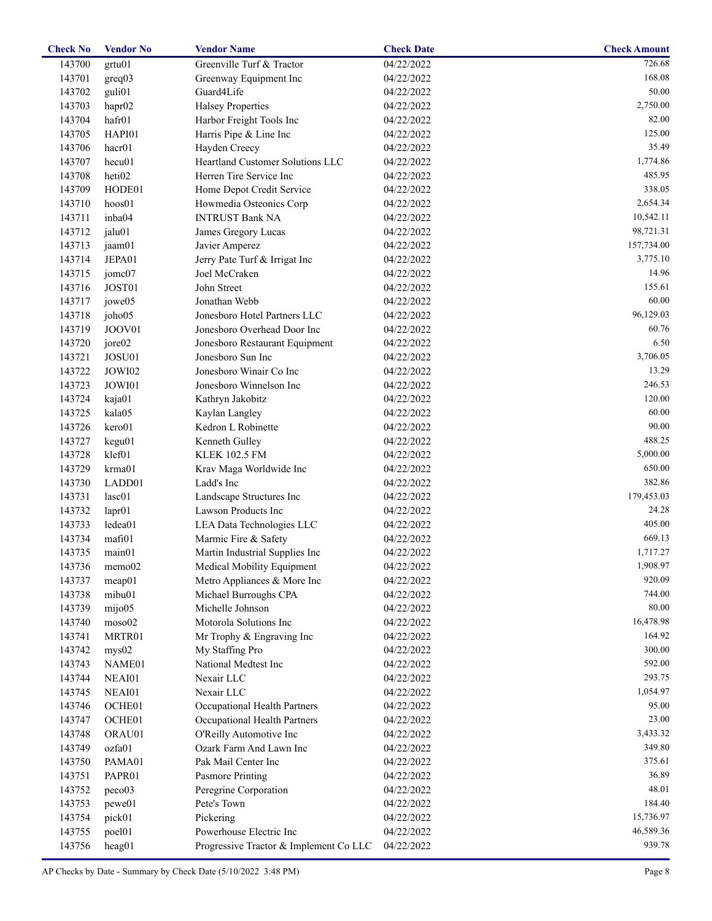| Check No | Vendor No | Vendor Name | Check Date | Check Amount |
|---|---|---|---|---|
| 143700 | grtu01 | Greenville Turf & Tractor | 04/22/2022 | 726.68 |
| 143701 | greq03 | Greenway Equipment Inc | 04/22/2022 | 168.08 |
| 143702 | guli01 | Guard4Life | 04/22/2022 | 50.00 |
| 143703 | hapr02 | Halsey Properties | 04/22/2022 | 2,750.00 |
| 143704 | hafr01 | Harbor Freight Tools Inc | 04/22/2022 | 82.00 |
| 143705 | HAPI01 | Harris Pipe & Line Inc | 04/22/2022 | 125.00 |
| 143706 | hacr01 | Hayden Creecy | 04/22/2022 | 35.49 |
| 143707 | hecu01 | Heartland Customer Solutions LLC | 04/22/2022 | 1,774.86 |
| 143708 | heti02 | Herren Tire Service Inc | 04/22/2022 | 485.95 |
| 143709 | HODE01 | Home Depot Credit Service | 04/22/2022 | 338.05 |
| 143710 | hoos01 | Howmedia Osteonics Corp | 04/22/2022 | 2,654.34 |
| 143711 | inba04 | INTRUST Bank NA | 04/22/2022 | 10,542.11 |
| 143712 | jalu01 | James Gregory Lucas | 04/22/2022 | 98,721.31 |
| 143713 | jaam01 | Javier Amperez | 04/22/2022 | 157,734.00 |
| 143714 | JEPA01 | Jerry Pate Turf & Irrigat Inc | 04/22/2022 | 3,775.10 |
| 143715 | jomc07 | Joel McCraken | 04/22/2022 | 14.96 |
| 143716 | JOST01 | John Street | 04/22/2022 | 155.61 |
| 143717 | jowe05 | Jonathan Webb | 04/22/2022 | 60.00 |
| 143718 | joho05 | Jonesboro Hotel Partners LLC | 04/22/2022 | 96,129.03 |
| 143719 | JOOV01 | Jonesboro Overhead Door Inc | 04/22/2022 | 60.76 |
| 143720 | jore02 | Jonesboro Restaurant Equipment | 04/22/2022 | 6.50 |
| 143721 | JOSU01 | Jonesboro Sun Inc | 04/22/2022 | 3,706.05 |
| 143722 | JOWI02 | Jonesboro Winair Co Inc | 04/22/2022 | 13.29 |
| 143723 | JOWI01 | Jonesboro Winnelson Inc | 04/22/2022 | 246.53 |
| 143724 | kaja01 | Kathryn Jakobitz | 04/22/2022 | 120.00 |
| 143725 | kala05 | Kaylan Langley | 04/22/2022 | 60.00 |
| 143726 | kero01 | Kedron L Robinette | 04/22/2022 | 90.00 |
| 143727 | kegu01 | Kenneth Gulley | 04/22/2022 | 488.25 |
| 143728 | klef01 | KLEK 102.5 FM | 04/22/2022 | 5,000.00 |
| 143729 | krma01 | Krav Maga Worldwide Inc | 04/22/2022 | 650.00 |
| 143730 | LADD01 | Ladd's Inc | 04/22/2022 | 382.86 |
| 143731 | lasc01 | Landscape Structures Inc | 04/22/2022 | 179,453.03 |
| 143732 | lapr01 | Lawson Products Inc | 04/22/2022 | 24.28 |
| 143733 | ledea01 | LEA Data Technologies LLC | 04/22/2022 | 405.00 |
| 143734 | mafi01 | Marmic Fire & Safety | 04/22/2022 | 669.13 |
| 143735 | main01 | Martin Industrial Supplies Inc | 04/22/2022 | 1,717.27 |
| 143736 | memo02 | Medical Mobility Equipment | 04/22/2022 | 1,908.97 |
| 143737 | meap01 | Metro Appliances & More Inc | 04/22/2022 | 920.09 |
| 143738 | mibu01 | Michael Burroughs CPA | 04/22/2022 | 744.00 |
| 143739 | mijo05 | Michelle Johnson | 04/22/2022 | 80.00 |
| 143740 | moso02 | Motorola Solutions Inc | 04/22/2022 | 16,478.98 |
| 143741 | MRTR01 | Mr Trophy & Engraving Inc | 04/22/2022 | 164.92 |
| 143742 | mys02 | My Staffing Pro | 04/22/2022 | 300.00 |
| 143743 | NAME01 | National Medtest Inc | 04/22/2022 | 592.00 |
| 143744 | NEAI01 | Nexair LLC | 04/22/2022 | 293.75 |
| 143745 | NEAI01 | Nexair LLC | 04/22/2022 | 1,054.97 |
| 143746 | OCHE01 | Occupational Health Partners | 04/22/2022 | 95.00 |
| 143747 | OCHE01 | Occupational Health Partners | 04/22/2022 | 23.00 |
| 143748 | ORAU01 | O'Reilly Automotive Inc | 04/22/2022 | 3,433.32 |
| 143749 | ozfa01 | Ozark Farm And Lawn Inc | 04/22/2022 | 349.80 |
| 143750 | PAMA01 | Pak Mail Center Inc | 04/22/2022 | 375.61 |
| 143751 | PAPR01 | Pasmore Printing | 04/22/2022 | 36.89 |
| 143752 | peco03 | Peregrine Corporation | 04/22/2022 | 48.01 |
| 143753 | pewe01 | Pete's Town | 04/22/2022 | 184.40 |
| 143754 | pick01 | Pickering | 04/22/2022 | 15,736.97 |
| 143755 | poel01 | Powerhouse Electric Inc | 04/22/2022 | 46,589.36 |
| 143756 | heag01 | Progressive Tractor & Implement Co LLC | 04/22/2022 | 939.78 |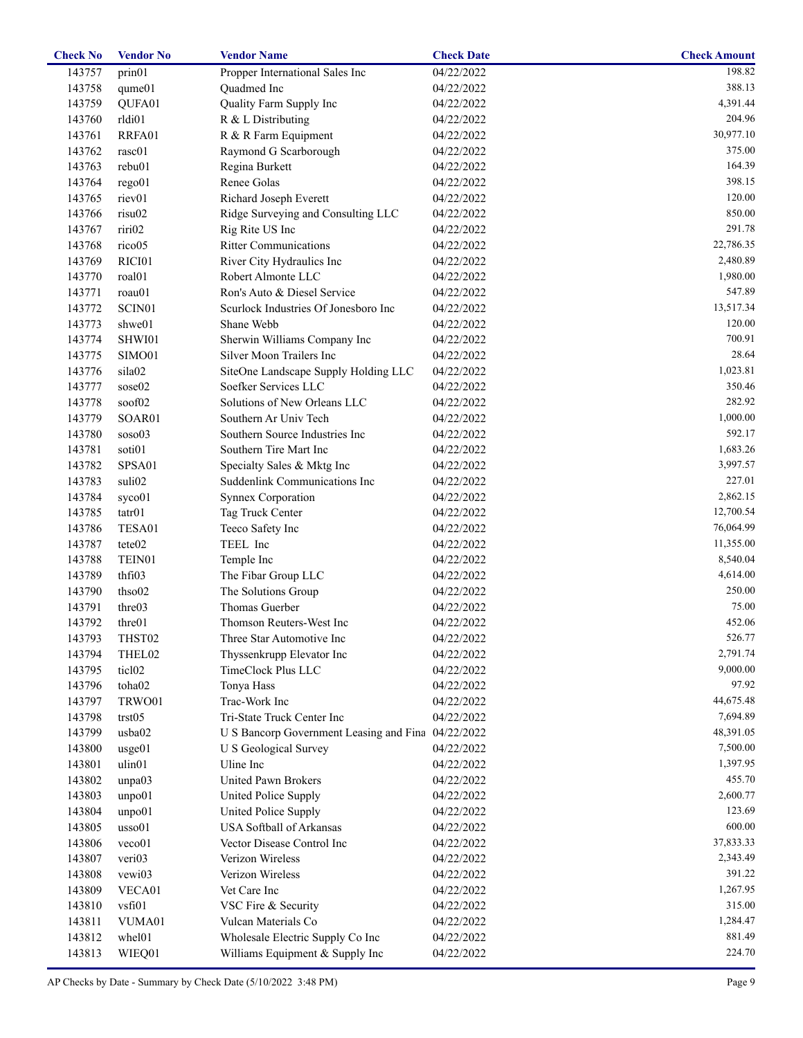| Check No | Vendor No | Vendor Name | Check Date | Check Amount |
|---|---|---|---|---|
| 143757 | prin01 | Propper International Sales Inc | 04/22/2022 | 198.82 |
| 143758 | qume01 | Quadmed Inc | 04/22/2022 | 388.13 |
| 143759 | QUFA01 | Quality Farm Supply Inc | 04/22/2022 | 4,391.44 |
| 143760 | rldi01 | R & L Distributing | 04/22/2022 | 204.96 |
| 143761 | RRFA01 | R & R Farm Equipment | 04/22/2022 | 30,977.10 |
| 143762 | rasc01 | Raymond G Scarborough | 04/22/2022 | 375.00 |
| 143763 | rebu01 | Regina Burkett | 04/22/2022 | 164.39 |
| 143764 | rego01 | Renee Golas | 04/22/2022 | 398.15 |
| 143765 | riev01 | Richard Joseph Everett | 04/22/2022 | 120.00 |
| 143766 | risu02 | Ridge Surveying and Consulting LLC | 04/22/2022 | 850.00 |
| 143767 | riri02 | Rig Rite US Inc | 04/22/2022 | 291.78 |
| 143768 | rico05 | Ritter Communications | 04/22/2022 | 22,786.35 |
| 143769 | RICI01 | River City Hydraulics Inc | 04/22/2022 | 2,480.89 |
| 143770 | roal01 | Robert Almonte LLC | 04/22/2022 | 1,980.00 |
| 143771 | roau01 | Ron's Auto & Diesel Service | 04/22/2022 | 547.89 |
| 143772 | SCIN01 | Scurlock Industries Of Jonesboro Inc | 04/22/2022 | 13,517.34 |
| 143773 | shwe01 | Shane Webb | 04/22/2022 | 120.00 |
| 143774 | SHWI01 | Sherwin Williams Company Inc | 04/22/2022 | 700.91 |
| 143775 | SIMO01 | Silver Moon Trailers Inc | 04/22/2022 | 28.64 |
| 143776 | sila02 | SiteOne Landscape Supply Holding LLC | 04/22/2022 | 1,023.81 |
| 143777 | sose02 | Soefker Services LLC | 04/22/2022 | 350.46 |
| 143778 | soof02 | Solutions of New Orleans LLC | 04/22/2022 | 282.92 |
| 143779 | SOAR01 | Southern Ar Univ Tech | 04/22/2022 | 1,000.00 |
| 143780 | soso03 | Southern Source Industries Inc | 04/22/2022 | 592.17 |
| 143781 | soti01 | Southern Tire Mart Inc | 04/22/2022 | 1,683.26 |
| 143782 | SPSA01 | Specialty Sales & Mktg Inc | 04/22/2022 | 3,997.57 |
| 143783 | suli02 | Suddenlink Communications Inc | 04/22/2022 | 227.01 |
| 143784 | syco01 | Synnex Corporation | 04/22/2022 | 2,862.15 |
| 143785 | tatr01 | Tag Truck Center | 04/22/2022 | 12,700.54 |
| 143786 | TESA01 | Teeco Safety Inc | 04/22/2022 | 76,064.99 |
| 143787 | tete02 | TEEL Inc | 04/22/2022 | 11,355.00 |
| 143788 | TEIN01 | Temple Inc | 04/22/2022 | 8,540.04 |
| 143789 | thfi03 | The Fibar Group LLC | 04/22/2022 | 4,614.00 |
| 143790 | thso02 | The Solutions Group | 04/22/2022 | 250.00 |
| 143791 | thre03 | Thomas Guerber | 04/22/2022 | 75.00 |
| 143792 | thre01 | Thomson Reuters-West Inc | 04/22/2022 | 452.06 |
| 143793 | THST02 | Three Star Automotive Inc | 04/22/2022 | 526.77 |
| 143794 | THEL02 | Thyssenkrupp Elevator Inc | 04/22/2022 | 2,791.74 |
| 143795 | ticl02 | TimeClock Plus LLC | 04/22/2022 | 9,000.00 |
| 143796 | toha02 | Tonya Hass | 04/22/2022 | 97.92 |
| 143797 | TRWO01 | Trac-Work Inc | 04/22/2022 | 44,675.48 |
| 143798 | trst05 | Tri-State Truck Center Inc | 04/22/2022 | 7,694.89 |
| 143799 | usba02 | U S Bancorp Government Leasing and Fina | 04/22/2022 | 48,391.05 |
| 143800 | usge01 | U S Geological Survey | 04/22/2022 | 7,500.00 |
| 143801 | ulin01 | Uline Inc | 04/22/2022 | 1,397.95 |
| 143802 | unpa03 | United Pawn Brokers | 04/22/2022 | 455.70 |
| 143803 | unpo01 | United Police Supply | 04/22/2022 | 2,600.77 |
| 143804 | unpo01 | United Police Supply | 04/22/2022 | 123.69 |
| 143805 | usso01 | USA Softball of Arkansas | 04/22/2022 | 600.00 |
| 143806 | veco01 | Vector Disease Control Inc | 04/22/2022 | 37,833.33 |
| 143807 | veri03 | Verizon Wireless | 04/22/2022 | 2,343.49 |
| 143808 | vewi03 | Verizon Wireless | 04/22/2022 | 391.22 |
| 143809 | VECA01 | Vet Care Inc | 04/22/2022 | 1,267.95 |
| 143810 | vsfi01 | VSC Fire & Security | 04/22/2022 | 315.00 |
| 143811 | VUMA01 | Vulcan Materials Co | 04/22/2022 | 1,284.47 |
| 143812 | whel01 | Wholesale Electric Supply Co Inc | 04/22/2022 | 881.49 |
| 143813 | WIEQ01 | Williams Equipment & Supply Inc | 04/22/2022 | 224.70 |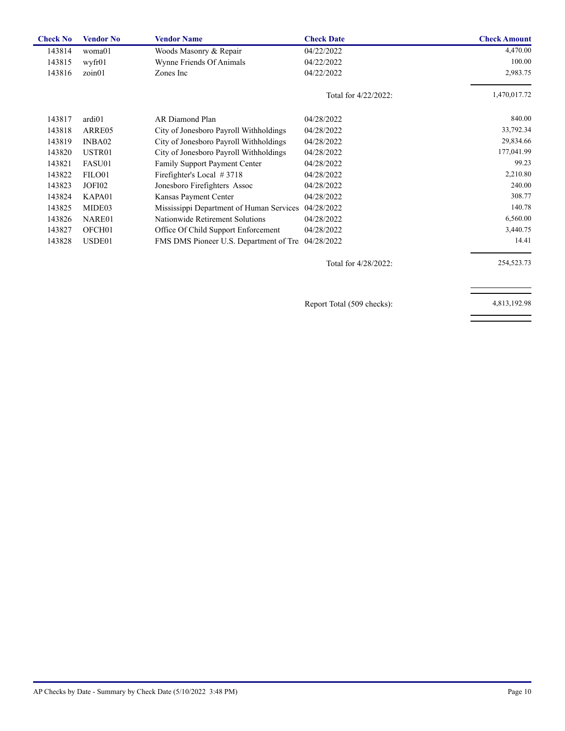| Check No | Vendor No | Vendor Name | Check Date | Check Amount |
|---|---|---|---|---|
| 143814 | woma01 | Woods Masonry & Repair | 04/22/2022 | 4,470.00 |
| 143815 | wyfr01 | Wynne Friends Of Animals | 04/22/2022 | 100.00 |
| 143816 | zoin01 | Zones Inc | 04/22/2022 | 2,983.75 |
| | | | Total for 4/22/2022: | 1,470,017.72 |
| 143817 | ardi01 | AR Diamond Plan | 04/28/2022 | 840.00 |
| 143818 | ARRE05 | City of Jonesboro Payroll Withholdings | 04/28/2022 | 33,792.34 |
| 143819 | INBA02 | City of Jonesboro Payroll Withholdings | 04/28/2022 | 29,834.66 |
| 143820 | USTR01 | City of Jonesboro Payroll Withholdings | 04/28/2022 | 177,041.99 |
| 143821 | FASU01 | Family Support Payment Center | 04/28/2022 | 99.23 |
| 143822 | FILO01 | Firefighter's Local # 3718 | 04/28/2022 | 2,210.80 |
| 143823 | JOFI02 | Jonesboro Firefighters Assoc | 04/28/2022 | 240.00 |
| 143824 | KAPA01 | Kansas Payment Center | 04/28/2022 | 308.77 |
| 143825 | MIDE03 | Mississippi Department of Human Services | 04/28/2022 | 140.78 |
| 143826 | NARE01 | Nationwide Retirement Solutions | 04/28/2022 | 6,560.00 |
| 143827 | OFCH01 | Office Of Child Support Enforcement | 04/28/2022 | 3,440.75 |
| 143828 | USDE01 | FMS DMS Pioneer U.S. Department of Tre | 04/28/2022 | 14.41 |
| | | | Total for 4/28/2022: | 254,523.73 |
| | | | Report Total (509 checks): | 4,813,192.98 |

AP Checks by Date - Summary by Check Date (5/10/2022 3:48 PM)